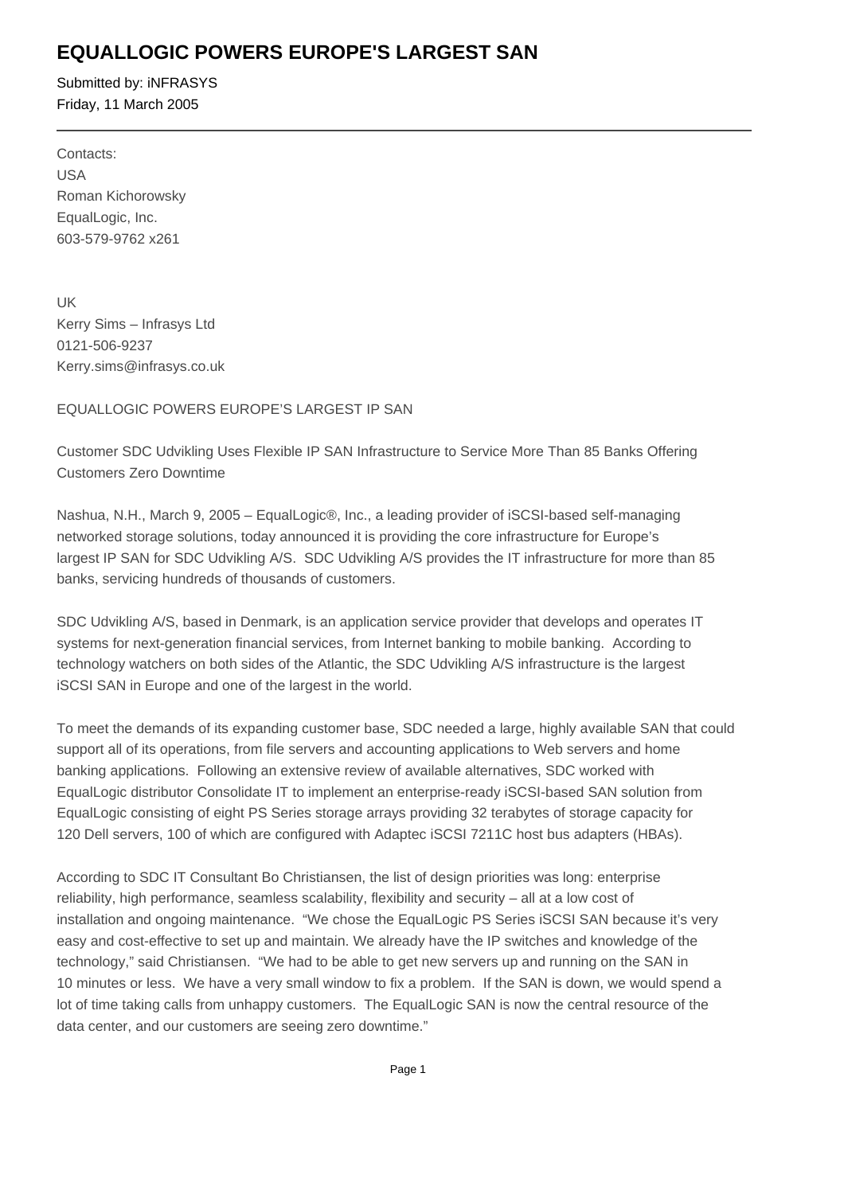# EQUALLOGIC POWERS EUROPE'S LARGEST SAN

Submitted by: iNFRASYS
Friday, 11 March 2005

---

Contacts:
USA
Roman Kichorowsky
EqualLogic, Inc.
603-579-9762 x261

UK
Kerry Sims – Infrasys Ltd
0121-506-9237
Kerry.sims@infrasys.co.uk

EQUALLOGIC POWERS EUROPE'S LARGEST IP SAN

Customer SDC Udvikling Uses Flexible IP SAN Infrastructure to Service More Than 85 Banks Offering Customers Zero Downtime

Nashua, N.H., March 9, 2005 – EqualLogic®, Inc., a leading provider of iSCSI-based self-managing networked storage solutions, today announced it is providing the core infrastructure for Europe's largest IP SAN for SDC Udvikling A/S. SDC Udvikling A/S provides the IT infrastructure for more than 85 banks, servicing hundreds of thousands of customers.

SDC Udvikling A/S, based in Denmark, is an application service provider that develops and operates IT systems for next-generation financial services, from Internet banking to mobile banking. According to technology watchers on both sides of the Atlantic, the SDC Udvikling A/S infrastructure is the largest iSCSI SAN in Europe and one of the largest in the world.

To meet the demands of its expanding customer base, SDC needed a large, highly available SAN that could support all of its operations, from file servers and accounting applications to Web servers and home banking applications. Following an extensive review of available alternatives, SDC worked with EqualLogic distributor Consolidate IT to implement an enterprise-ready iSCSI-based SAN solution from EqualLogic consisting of eight PS Series storage arrays providing 32 terabytes of storage capacity for 120 Dell servers, 100 of which are configured with Adaptec iSCSI 7211C host bus adapters (HBAs).

According to SDC IT Consultant Bo Christiansen, the list of design priorities was long: enterprise reliability, high performance, seamless scalability, flexibility and security – all at a low cost of installation and ongoing maintenance. "We chose the EqualLogic PS Series iSCSI SAN because it's very easy and cost-effective to set up and maintain. We already have the IP switches and knowledge of the technology," said Christiansen. "We had to be able to get new servers up and running on the SAN in 10 minutes or less. We have a very small window to fix a problem. If the SAN is down, we would spend a lot of time taking calls from unhappy customers. The EqualLogic SAN is now the central resource of the data center, and our customers are seeing zero downtime."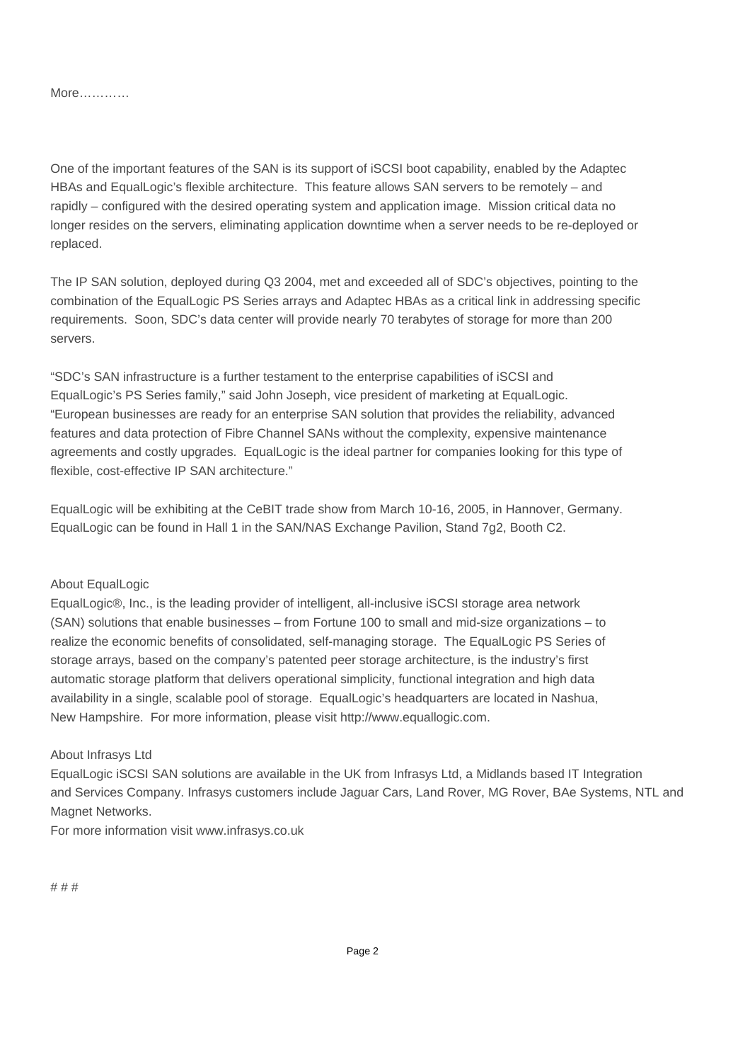More…………

One of the important features of the SAN is its support of iSCSI boot capability, enabled by the Adaptec HBAs and EqualLogic's flexible architecture. This feature allows SAN servers to be remotely – and rapidly – configured with the desired operating system and application image. Mission critical data no longer resides on the servers, eliminating application downtime when a server needs to be re-deployed or replaced.

The IP SAN solution, deployed during Q3 2004, met and exceeded all of SDC's objectives, pointing to the combination of the EqualLogic PS Series arrays and Adaptec HBAs as a critical link in addressing specific requirements. Soon, SDC's data center will provide nearly 70 terabytes of storage for more than 200 servers.

"SDC's SAN infrastructure is a further testament to the enterprise capabilities of iSCSI and EqualLogic's PS Series family," said John Joseph, vice president of marketing at EqualLogic. "European businesses are ready for an enterprise SAN solution that provides the reliability, advanced features and data protection of Fibre Channel SANs without the complexity, expensive maintenance agreements and costly upgrades. EqualLogic is the ideal partner for companies looking for this type of flexible, cost-effective IP SAN architecture."

EqualLogic will be exhibiting at the CeBIT trade show from March 10-16, 2005, in Hannover, Germany. EqualLogic can be found in Hall 1 in the SAN/NAS Exchange Pavilion, Stand 7g2, Booth C2.

About EqualLogic

EqualLogic®, Inc., is the leading provider of intelligent, all-inclusive iSCSI storage area network (SAN) solutions that enable businesses – from Fortune 100 to small and mid-size organizations – to realize the economic benefits of consolidated, self-managing storage. The EqualLogic PS Series of storage arrays, based on the company's patented peer storage architecture, is the industry's first automatic storage platform that delivers operational simplicity, functional integration and high data availability in a single, scalable pool of storage. EqualLogic's headquarters are located in Nashua, New Hampshire. For more information, please visit http://www.equallogic.com.

About Infrasys Ltd

EqualLogic iSCSI SAN solutions are available in the UK from Infrasys Ltd, a Midlands based IT Integration and Services Company. Infrasys customers include Jaguar Cars, Land Rover, MG Rover, BAe Systems, NTL and Magnet Networks.

For more information visit www.infrasys.co.uk

# # #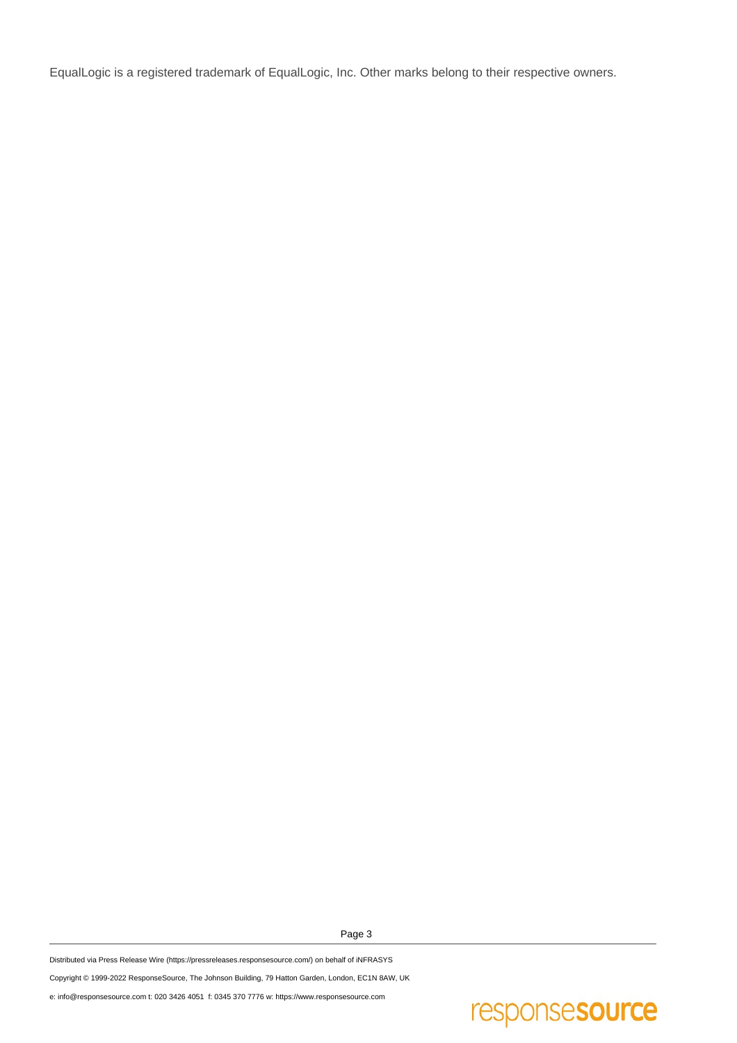EqualLogic is a registered trademark of EqualLogic, Inc. Other marks belong to their respective owners.